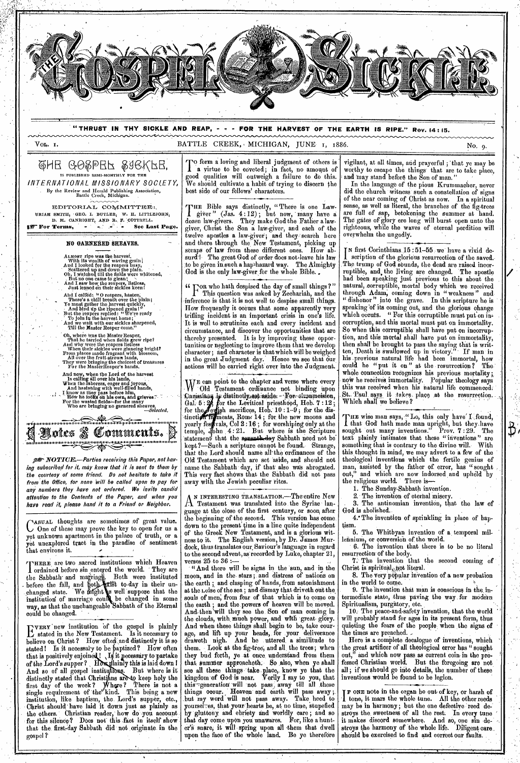# THE GOSPEL SICKLE

"THRUST IN THY SICKLE AND REAP, - - - FOR THE HARVEST OF THE EARTH IS RIPE." Rev. 14:15.

VOL. I. BATTLE CREEK, MICHIGAN, JUNE 1, 1886. No. 9.

## THE GOSPEL SICKLE,

IS PUBLISHED SEMI-MONTHLY FOR THE

*INTERNATIONAL MISSIONARY SOCIETY,*

By the Review and Herald Publishing Association, Battle Creek, Michigan.

EDITORIAL COMMITTEE:

URIAH SMITH, GEO. I. BUTLER, W. H. LITTLEJOHN, D. M. CANRIGHT, AND R. F. COTTRELL.

☞ For Terms, - - - - See Last Page.

### NO GARNERED SHEAVES.

ALMOST ripe was the harvest,
With its wealth of waving grain;
And I looked for the reapers busy,
Scattered up and down the plain.
Oh, I watched till the fields were whitened,
But no one came to glean;
And I saw how the reapers, listless,
Just leaned on their sickles keen!

And I called: "O reapers, hasten,
There's a chill breath over the plain;
Ye must gather the harvest quickly,
And bind up the ripened grain!"
But the reapers replied: "We're ready
To join in the harvest home;
And we wait with our sickles sharpened,
Till the Master Reaper come."

Oh, where was the Master Reaper,
That he tarried when fields grew ripe?
And why were the reapers listless
When their sickles were glancing bright?
From places made fragrant with blossom,
All over the fruit-strown lands,
They were bringing the choicest of treasures
For the Master Reaper's hands.

And now, when the Lord of the harvest
Is calling all over his lands,
When the laborers, eager and joyous,
And hastening with well-filled hands,
I know as they pass before him,
How he looks on his own, and grieves
For the wasted fields—for the many
Who are bringing no garnered sheaves.

—*Selected.*

## Notes & Comments.

☞ ***NOTICE.—Parties receiving this Paper, not having subscribed for it, may know that it is sent to them by the courtesy of some friend. Do not hesitate to take it from the Office, for none will be called upon to pay for any numbers they have not ordered. We invite candid attention to the Contents of the Paper, and when you have read it, please hand it to a Friend or Neighbor.***

CASUAL thoughts are sometimes of great value. One of these may prove the key to open for us a yet unknown apartment in the palace of truth, or a yet unexplored tract in the paradise of sentiment that environs it.

THERE are two sacred institutions which Heaven ordained before sin entered the world. They are the Sabbath and marriage. Both were instituted before the fall, and both exist to-day in their unchanged state. We might as well suppose that the institution of marriage could be changed in some way, as that the unchangeable Sabbath of the Eternal could be changed.

EVERY new institution of the gospel is plainly stated in the New Testament. Is it necessary to believe on Christ? How often and distinctly it is so stated! Is it necessary to be baptized? How often that is positively enjoined! Is it necessary to partake of the Lord's supper? How plainly this is laid down! And so of all gospel institutions. But where is it distinctly stated that Christians are to keep holy the first day of the week? Where? There is not a single requirement of the kind. This being a new institution, like baptism, the Lord's supper, etc., Christ should have laid it down just as plainly as the others. Christian reader, how do you account for this silence? Does not this fact in itself show that the first-day Sabbath did not originate in the gospel?

TO form a loving and liberal judgment of others is a virtue to be coveted; in fact, no amount of good qualities will outweigh a failure to do this. We should cultivate a habit of trying to discern the best side of our fellows' characters.

THE Bible says distinctly, "There is one Lawgiver" (Jas. 4:12); but now, many have a dozen law-givers. They make God the Father a lawgiver, Christ the Son a law-giver, and each of the twelve apostles a law-giver; and they search here and there through the New Testament, picking up scraps of law from these different ones. How absurd! The great God of order does not leave his law to be given in such a hap-hazard way. The Almighty God is the only law-giver for the whole Bible.

"FOR who hath despised the day of small things?" This question was asked by Zechariah, and the inference is that it is not well to despise small things. How frequently it occurs that some apparently very trifling incident is an important crisis in one's life. It is well to scrutinize each and every incident and circumstance, and discover the opportunities that are thereby presented. It is by improving these opportunities or neglecting to improve them that we develop character; and character is that which will be weighed in the great Judgment day. Hence we see that our actions will be carried right over into the Judgment.

WE can point to the chapter and verse where every Old Testament ordinance not binding upon Christians is distinctly set aside: For circumcision, Gal. 5:2; for the Levitical priesthood, Heb. 7:12; for the Jewish sacrifices, Heb. 10:1-9; for the distinction in meats, Rom. 14; for the new moons and yearly festivals, Col 2:16; for worshiping only at the temple, John 4:21. But where is the Scripture statement that the seventh-day Sabbath need not be kept?—Such a scripture cannot be found. Strange, that the Lord should name all the ordinances of the Old Testament which are set aside, and should not name the Sabbath day, if that also was abrogated. This very fact shows that the Sabbath did not pass away with the Jewish peculiar rites.

AN INTERESTING TRANSLATION.—The entire New Testament was translated into the Syriac language at the close of the first century, or soon after the beginning of the second. This version has come down to the present time in a line quite independent of the Greek New Testament, and is a glorious witness to it. The English version, by Dr. James Murdock, thus translates our Saviour's language in regard to the second advent, as recorded by Luke, chapter 21, verses 25 to 36:—

"And there will be signs in the sun, and in the moon, and in the stars; and distress of nations on the earth; and clasping of hands, from astonishment at the noise of the sea; and dismay that driveth out the souls of men, from fear of that which is to come on the earth; and the powers of heaven will be moved. And then will they see the Son of man coming in the clouds, with much power, and with great glory. And when these things shall begin to be, take courage, and lift up your heads, for your deliverance draweth nigh. And he uttered a similitude to them. Look at the fig-tree, and all the trees; when they bud forth, ye at once understand from them that summer approacheth. So also, when ye shall see all these things take place, know ye that the kingdom of God is near. Verily I say to you, that this generation will not pass away till all these things occur. Heaven and earth will pass away; but my word will not pass away. Take heed to yourselves, that your hearts be, at no time, stupefied by gluttony and ebriety and worldly care; and so that day come upon you unawares. For, like a hunter's snare, it will spring upon all them that dwell upon the face of the whole land. Be ye therefore vigilant, at all times, and prayerful; that ye may be worthy to escape the things that are to take place, and may stand before the Son of man."

In the language of the pious Krummacher, never did the church witness such a constellation of signs of the near coming of Christ as now. In a spiritual sense, as well as literal, the branches of the fig-trees are full of sap, betokening the summer at hand. The gates of glory ere long will burst open unto the righteous, while the waves of eternal perdition will overwhelm the ungodly.

IN first Corinthians 15:51-55 we have a vivid description of the glorious resurrection of the saved. The trump of God sounds, the dead are raised incorruptible, and the living are changed. The apostle had been speaking just previous to this about the natural, corruptible, mortal body which we received through Adam, coming down in "weakness" and "dishonor" into the grave. In this scripture he is speaking of its coming out, and the glorious change which occurs. "For this corruptible must put on incorruption, and this mortal must put on immortality. So when this corruptible shall have put on incorruption, and this mortal shall have put on immortality, then shall be brought to pass the saying that is written, Death is swallowed up in victory." If man in his previous natural life had been immortal, how could he "put it on" at the resurrection? The whole connection recognizes his previous mortality; now he receives immortality. Popular theology says this was received when his natural life commenced. St. Paul says it takes place at the resurrection. Which shall we believe?

THE wise man says, "Lo, this only have I found, that God hath made man upright, but they have sought out many inventions." Prov. 7:29. The text plainly intimates that these "inventions" are something that is contrary to the divine will. With this thought in mind, we may advert to a few of the theological inventions which the fertile genius of man, assisted by the father of error, has "sought out," and which are now indorsed and upheld by the religious world. There is—

1. The Sunday-Sabbath invention.
2. The invention of eternal misery.
3. The antinomian invention, that the law of God is abolished.
4. The invention of sprinkling in place of baptism.
5. The Whitbyan invention of a temporal millennium, or conversion of the world.
6. The invention that there is to be no literal resurrection of the body.
7. The invention that the second coming of Christ is spiritual, not literal.
8. The very popular invention of a new probation in the world to come.
9. The invention that man is conscious in the intermediate state, thus paving the way for modern Spiritualism, purgatory, etc.
10. The peace-and-safety invention, that the world will probably stand for ages in its present form, thus quieting the fears of the people when the signs of the times are preached.

Here is a complete decalogue of inventions, which the great artificer of all theological error has "sought out," and which now pass as current coin in the professed Christian world. But the foregoing are not all; if we should go into details, the number of these inventions would be found to be legion.

IF ONE note in the organ be out of key, or harsh of tone, it mars the whole tune. All the other reeds may be in harmony; but the one defective reed destroys the sweetness of all the rest. In every tune it makes discord somewhere. And so, one sin destroys the harmony of the whole life. Diligent care should be exercised to find and correct our faults.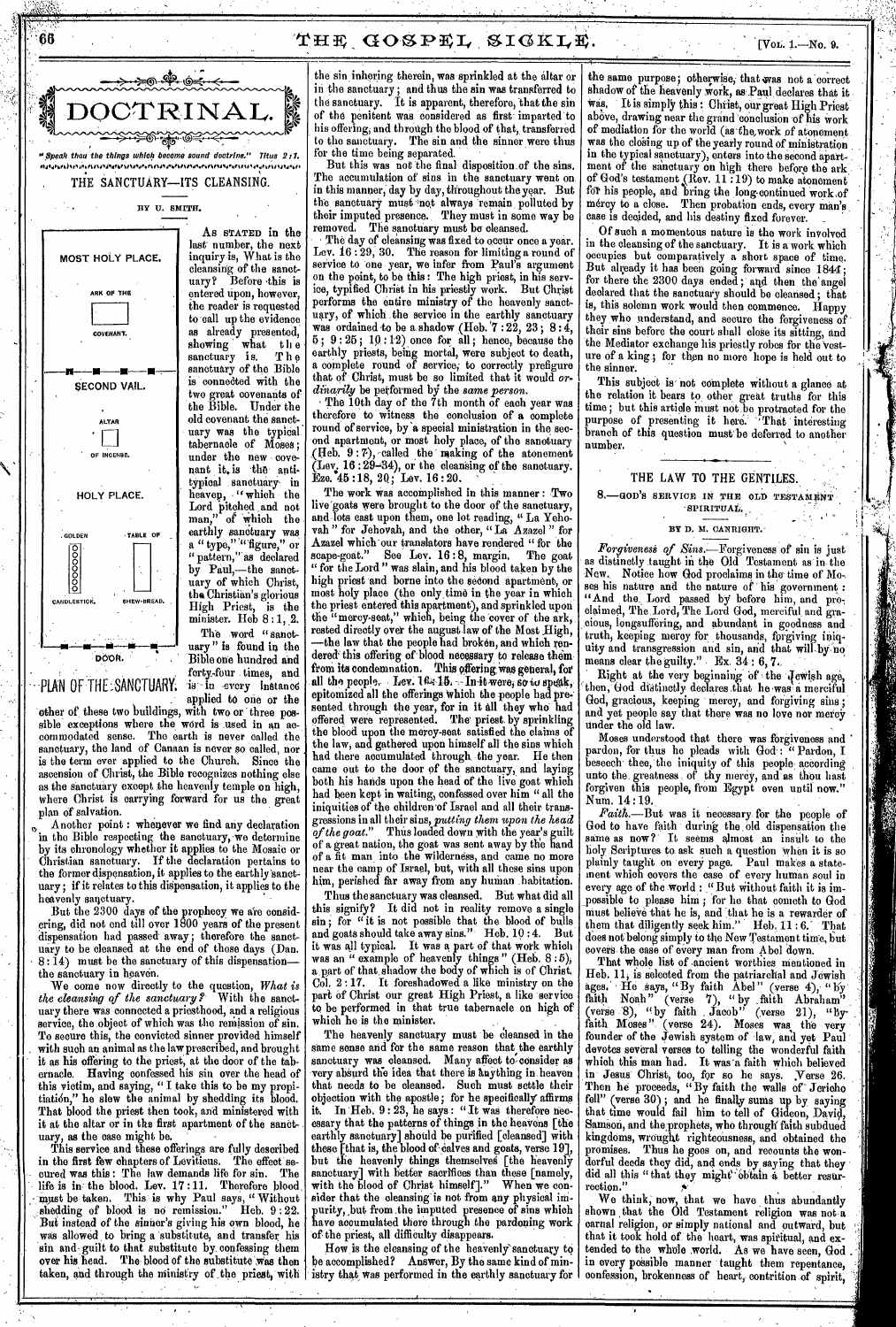# DOCTRINAL.

*"Speak thou the things which become sound doctrine." Titus 2:1.*

## THE SANCTUARY—ITS CLEANSING.

BY U. SMITH.

MOST HOLY PLACE.

ARK OF THE COVENANT.

SECOND VAIL.

ALTAR OF INCENSE.

HOLY PLACE.

GOLDEN CANDLESTICK. TABLE OF SHEW-BREAD.

DOOR.

PLAN OF THE SANCTUARY.

As stated in the last number, the next inquiry is, What is the cleansing of the sanctuary? Before this is entered upon, however, the reader is requested to call up the evidence as already presented, showing what the sanctuary is. The sanctuary of the Bible is connected with the two great covenants of the Bible. Under the old covenant the sanctuary was the typical tabernacle of Moses; under the new covenant it is the antitypical sanctuary in heaven, "which the Lord pitched and not man," of which the earthly sanctuary was a "type," "figure," or "pattern," as declared by Paul,—the sanctuary of which Christ, the Christian's glorious High Priest, is the minister. Heb 8:1, 2.

The word "sanctuary" is found in the Bible one hundred and forty-four times, and is in every instance applied to one or the other of these two buildings, with two or three possible exceptions where the word is used in an accommodated sense. The earth is never called the sanctuary, the land of Canaan is never so called, nor is the term ever applied to the Church. Since the ascension of Christ, the Bible recognizes nothing else as the sanctuary except the heavenly temple on high, where Christ is carrying forward for us the great plan of salvation.

Another point: whenever we find any declaration in the Bible respecting the sanctuary, we determine by its chronology whether it applies to the Mosaic or Christian sanctuary. If the declaration pertains to the former dispensation, it applies to the earthly sanctuary; if it relates to this dispensation, it applies to the heavenly sanctuary.

But the 2300 days of the prophecy we are considering, did not end till over 1800 years of the present dispensation had passed away; therefore the sanctuary to be cleansed at the end of those days (Dan. 8:14) must be the sanctuary of this dispensation—the sanctuary in heaven.

We come now directly to the question, *What is the cleansing of the sanctuary?* With the sanctuary there was connected a priesthood, and a religious service, the object of which was the remission of sin. To secure this, the convicted sinner provided himself with such an animal as the law prescribed, and brought it as his offering to the priest, at the door of the tabernacle. Having confessed his sin over the head of this victim, and saying, "I take this to be my propitiation," he slew the animal by shedding its blood. That blood the priest then took, and ministered with it at the altar or in the first apartment of the sanctuary, as the case might be.

This service and these offerings are fully described in the first few chapters of Leviticus. The effect secured was this: The law demands life for sin. The life is in the blood. Lev. 17:11. Therefore blood must be taken. This is why Paul says, "Without shedding of blood is no remission." Heb. 9:22. But instead of the sinner's giving his own blood, he was allowed to bring a substitute, and transfer his sin and guilt to that substitute by confessing them over his head. The blood of the substitute was then taken, and through the ministry of the priest, with the sin inhering therein, was sprinkled at the altar or in the sanctuary; and thus the sin was transferred to the sanctuary. It is apparent, therefore, that the sin of the penitent was considered as first imparted to his offering, and through the blood of that, transferred to the sanctuary. The sin and the sinner were thus for the time being separated.

But this was not the final disposition of the sins. The accumulation of sins in the sanctuary went on in this manner, day by day, throughout the year. But the sanctuary must not always remain polluted by their imputed presence. They must in some way be removed. The sanctuary must be cleansed.

The day of cleansing was fixed to occur once a year. Lev. 16:29, 30. The reason for limiting a round of service to one year, we infer from Paul's argument on the point, to be this: The high priest, in his service, typified Christ in his priestly work. But Christ performs the entire ministry of the heavenly sanctuary, of which the service in the earthly sanctuary was ordained to be a shadow (Heb. 7:22, 23; 8:4, 5; 9:25; 10:12) once for all; hence, because the earthly priests, being mortal, were subject to death, a complete round of service, to correctly prefigure that of Christ, must be so limited that it would *ordinarily* be performed by the *same person.*

The 10th day of the 7th month of each year was therefore to witness the conclusion of a complete round of service, by a special ministration in the second apartment, or most holy place, of the sanctuary (Heb. 9:7), called the making of the atonement (Lev. 16:29–34), or the cleansing of the sanctuary. Eze. 45:18, 20; Lev. 16:20.

The work was accomplished in this manner: Two live goats were brought to the door of the sanctuary, and lots cast upon them, one lot reading, "La Yehovah" for Jehovah, and the other, "La Azazel" for Azazel which our translators have rendered "for the scape-goat." See Lev. 16:8, margin. The goat "for the Lord" was slain, and his blood taken by the high priest and borne into the second apartment, or most holy place (the only time in the year in which the priest entered this apartment), and sprinkled upon the "mercy-seat," which, being the cover of the ark, rested directly over the august law of the Most High, —the law that the people had broken, and which rendered this offering of blood necessary to release them from its condemnation. This offering was general, for all the people. Lev. 16:15. In it were, so to speak, epitomized all the offerings which the people had presented through the year, for in it all they who had offered were represented. The priest by sprinkling the blood upon the mercy-seat satisfied the claims of the law, and gathered upon himself all the sins which had there accumulated through the year. He then came out to the door of the sanctuary, and laying both his hands upon the head of the live goat which had been kept in waiting, confessed over him "all the iniquities of the children of Israel and all their transgressions in all their sins, *putting them upon the head of the goat.*" Thus loaded down with the year's guilt of a great nation, the goat was sent away by the hand of a fit man into the wilderness, and came no more near the camp of Israel, but, with all these sins upon him, perished far away from any human habitation.

Thus the sanctuary was cleansed. But what did all this signify? It did not in reality remove a single sin; for "it is not possible that the blood of bulls and goats should take away sins." Heb. 10:4. But it was all typical. It was a part of that work which was an "example of heavenly things" (Heb. 8:5), a part of that shadow the body of which is of Christ. Col. 2:17. It foreshadowed a like ministry on the part of Christ our great High Priest, a like service to be performed in that true tabernacle on high of which he is the minister.

The heavenly sanctuary must be cleansed in the same sense and for the same reason that the earthly sanctuary was cleansed. Many affect to consider as very absurd the idea that there is anything in heaven that needs to be cleansed. Such must settle their objection with the apostle; for he specifically affirms it. In Heb. 9:23, he says: "It was therefore necessary that the patterns of things in the heavens [the earthly sanctuary] should be purified [cleansed] with these [that is, the blood of calves and goats, verse 19], but the heavenly things themselves [the heavenly sanctuary] with better sacrifices than these [namely, with the blood of Christ himself]." When we consider that the cleansing is not from any physical impurity, but from the imputed presence of sins which have accumulated there through the pardoning work of the priest, all difficulty disappears.

How is the cleansing of the heavenly sanctuary to be accomplished? Answer, By the same kind of ministry that was performed in the earthly sanctuary for the same purpose; otherwise, that was not a correct shadow of the heavenly work, as Paul declares that it was. It is simply this: Christ, our great High Priest above, drawing near the grand conclusion of his work of mediation for the world (as the work of atonement was the closing up of the yearly round of ministration in the typical sanctuary), enters into the second apartment of the sanctuary on high there before the ark of God's testament (Rev. 11:19) to make atonement for his people, and bring the long-continued work of mercy to a close. Then probation ends, every man's case is decided, and his destiny fixed forever.

Of such a momentous nature is the work involved in the cleansing of the sanctuary. It is a work which occupies but comparatively a short space of time. But already it has been going forward since 1844; for there the 2300 days ended; and then the angel declared that the sanctuary should be cleansed; that is, this solemn work would then commence. Happy they who understand, and secure the forgiveness of their sins before the court shall close its sitting, and the Mediator exchange his priestly robes for the vesture of a king; for then no more hope is held out to the sinner.

This subject is not complete without a glance at the relation it bears to other great truths for this time; but this article must not be protracted for the purpose of presenting it here. That interesting branch of this question must be deferred to another number.

---

## THE LAW TO THE GENTILES.

### 8.—GOD'S SERVICE IN THE OLD TESTAMENT SPIRITUAL.

BY D. M. CANRIGHT.

*Forgiveness of Sins.*—Forgiveness of sin is just as distinctly taught in the Old Testament as in the New. Notice how God proclaims in the time of Moses his nature and the nature of his government: "And the Lord passed by before him, and proclaimed, The Lord, The Lord God, merciful and gracious, longsuffering, and abundant in goodness and truth, keeping mercy for thousands, forgiving iniquity and transgression and sin, and that will by no means clear the guilty." Ex. 34:6, 7.

Right at the very beginning of the Jewish age, then, God distinctly declares that he was a merciful God, gracious, keeping mercy, and forgiving sins; and yet people say that there was no love nor mercy under the old law.

Moses understood that there was forgiveness and pardon, for thus he pleads with God: "Pardon, I beseech thee, the iniquity of this people according unto the greatness of thy mercy, and as thou hast forgiven this people, from Egypt even until now." Num. 14:19.

*Faith.*—But was it necessary for the people of God to have faith during the old dispensation the same as now? It seems almost an insult to the holy Scriptures to ask such a question when it is so plainly taught on every page. Paul makes a statement which covers the case of every human soul in every age of the world: "But without faith it is impossible to please him; for he that cometh to God must believe that he is, and that he is a rewarder of them that diligently seek him." Heb. 11:6. That does not belong simply to the New Testament time, but covers the case of every man from Abel down.

That whole list of ancient worthies mentioned in Heb. 11, is selected from the patriarchal and Jewish ages. He says, "By faith Abel" (verse 4), "by faith Noah" (verse 7), "by faith Abraham" (verse 8), "by faith Jacob" (verse 21), "by faith Moses" (verse 24). Moses was the very founder of the Jewish system of law, and yet Paul devotes several verses to telling the wonderful faith which this man had. It was a faith which believed in Jesus Christ, too, for so he says. Verse 26. Then he proceeds, "By faith the walls of Jericho fell" (verse 30); and he finally sums up by saying that time would fail him to tell of Gideon, David, Samson, and the prophets, who through faith subdued kingdoms, wrought righteousness, and obtained the promises. Thus he goes on, and recounts the wonderful deeds they did, and ends by saying that they did all this "that they might obtain a better resurrection."

We think, now, that we have thus abundantly shown that the Old Testament religion was not a carnal religion, or simply national and outward, but that it took hold of the heart, was spiritual, and extended to the whole world. As we have seen, God in every possible manner taught them repentance, confession, brokenness of heart, contrition of spirit,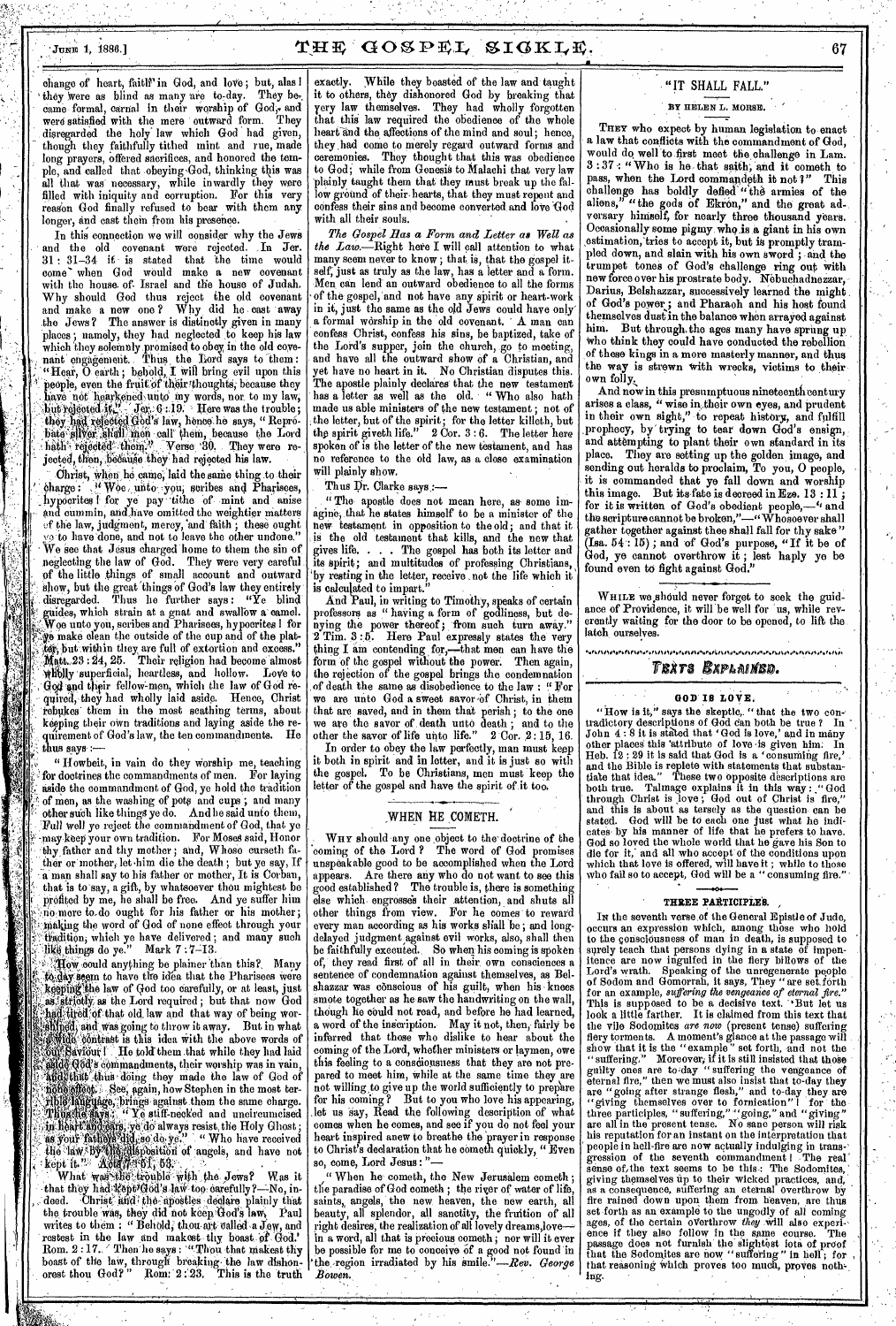change of heart, faith in God, and love; but, alas! they were as blind as many are to-day. They became formal, carnal in their worship of God, and were satisfied with the mere outward form. They disregarded the holy law which God had given, though they faithfully tithed mint and rue, made long prayers, offered sacrifices, and honored the temple, and called that obeying God, thinking this was all that was necessary, while inwardly they were filled with iniquity and corruption. For this very reason God finally refused to bear with them any longer, and cast them from his presence.

In this connection we will consider why the Jews and the old covenant were rejected. In Jer. 31: 31-34 it is stated that the time would come when God would make a new covenant with the house of Israel and the house of Judah. Why should God thus reject the old covenant and make a new one? Why did he cast away the Jews? The answer is distinctly given in many places; namely, they had neglected to keep his law which they solemnly promised to obey in the old covenant engagement. Thus the Lord says to them: "Hear, O earth; behold, I will bring evil upon this people, even the fruit of their thoughts, because they have not hearkened unto my words, nor to my law, but rejected it." Jer. 6:19. Here was the trouble; they had rejected God's law, hence he says, "Reprobate silver shall men call them, because the Lord hath rejected them." Verse 30. They were rejected, then, because they had rejected his law.

Christ, when he came, laid the same thing to their charge: "Woe unto you, scribes and Pharisees, hypocrites! for ye pay tithe of mint and anise and cummin, and have omitted the weightier matters of the law, judgment, mercy, and faith; these ought ye to have done, and not to leave the other undone." We see that Jesus charged home to them the sin of neglecting the law of God. They were very careful of the little things of small account and outward show, but the great things of God's law they entirely disregarded. Thus he further says: "Ye blind guides, which strain at a gnat and swallow a camel. Woe unto you, scribes and Pharisees, hypocrites! for ye make clean the outside of the cup and of the platter, but within they are full of extortion and excess." Matt. 23:24, 25. Their religion had become almost wholly superficial, heartless, and hollow. Love to God and their fellow-men, which the law of God required, they had wholly laid aside. Hence, Christ rebukes them in the most scathing terms, about keeping their own traditions and laying aside the requirement of God's law, the ten commandments. He thus says:—

"Howbeit, in vain do they worship me, teaching for doctrines the commandments of men. For laying aside the commandment of God, ye hold the tradition of men, as the washing of pots and cups; and many other such like things ye do. And he said unto them, Full well ye reject the commandment of God, that ye may keep your own tradition. For Moses said, Honor thy father and thy mother; and, Whoso curseth father or mother, let him die the death; but ye say, If a man shall say to his father or mother, It is Corban, that is to say, a gift, by whatsoever thou mightest be profited by me, he shall be free. And ye suffer him no more to do ought for his father or his mother; making the word of God of none effect through your tradition, which ye have delivered; and many such like things do ye." Mark 7:7-13.

How could anything be plainer than this? Many to-day seem to have the idea that the Pharisees were keeping the law of God too carefully, or at least, just as strictly as the Lord required; but that now God had tired of that old law and that way of being worshiped, and was going to throw it away. But in what a wide contrast is this idea with the above words of our Saviour! He told them that while they had laid aside God's commandments, their worship was in vain, and that thus doing they made the law of God of none effect. See, again, how Stephen in the most terrible language, brings against them the same charge. Thus he says: "Ye stiff-necked and uncircumcised in heart and ears, ye do always resist the Holy Ghost; as your fathers did, so do ye." "Who have received the law by the disposition of angels, and have not kept it." Acts 7:51, 53.

What was the trouble with the Jews? Was it that they had kept God's law too carefully?—No, indeed. Christ and the apostles declare plainly that the trouble was, they did not keep God's law. Paul writes to them: "Behold, thou art called a Jew, and restest in the law and makest thy boast of God." Rom. 2:17. Then he says: "Thou that makest thy boast of the law, through breaking the law dishonorest thou God?" Rom. 2:23. This is the truth exactly. While they boasted of the law and taught it to others, they dishonored God by breaking that very law themselves. They had wholly forgotten that this law required the obedience of the whole heart and the affections of the mind and soul; hence, they had come to merely regard outward forms and ceremonies. They thought that this was obedience to God; while from Genesis to Malachi that very law plainly taught them that they must break up the fallow ground of their hearts, that they must repent and confess their sins and become converted and love God with all their souls.

*The Gospel Has a Form and Letter as Well as the Law.*—Right here I will call attention to what many seem never to know; that is, that the gospel itself, just as truly as the law, has a letter and a form. Men can lend an outward obedience to all the forms of the gospel, and not have any spirit or heart-work in it, just the same as the old Jews could have only a formal worship in the old covenant. A man can confess Christ, confess his sins, be baptized, take of the Lord's supper, join the church, go to meeting, and have all the outward show of a Christian, and yet have no heart in it. No Christian disputes this. The apostle plainly declares that the new testament has a letter as well as the old. "Who also hath made us able ministers of the new testament; not of the letter, but of the spirit; for the letter killeth, but the spirit giveth life." 2 Cor. 3:6. The letter here spoken of is the letter of the new testament, and has no reference to the old law, as a close examination will plainly show.

Thus Dr. Clarke says:—

"The apostle does not mean here, as some imagine, that he states himself to be a minister of the new testament in opposition to the old; and that it is the old testament that kills, and the new that gives life. . . . The gospel has both its letter and its spirit; and multitudes of professing Christians, by resting in the letter, receive not the life which it is calculated to impart."

And Paul, in writing to Timothy, speaks of certain professors as "having a form of godliness, but denying the power thereof; from such turn away." 2 Tim. 3:5. Here Paul expressly states the very thing I am contending for,—that men can have the form of the gospel without the power. Then again, the rejection of the gospel brings the condemnation of death the same as disobedience to the law: "For we are unto God a sweet savor of Christ, in them that are saved, and in them that perish; to the one we are the savor of death unto death; and to the other the savor of life unto life." 2 Cor. 2:15, 16.

In order to obey the law perfectly, man must keep it both in spirit and in letter, and it is just so with the gospel. To be Christians, men must keep the letter of the gospel and have the spirit of it too.

## WHEN HE COMETH.

Why should any one object to the doctrine of the coming of the Lord? The word of God promises unspeakable good to be accomplished when the Lord appears. Are there any who do not want to see this good established? The trouble is, there is something else which engrosses their attention, and shuts all other things from view. For he comes to reward every man according as his works shall be; and long-delayed judgment against evil works, also, shall then be faithfully executed. So when his coming is spoken of, they read first of all in their own consciences a sentence of condemnation against themselves, as Belshazzar was conscious of his guilt, when his knees smote together as he saw the handwriting on the wall, though he could not read, and before he had learned, a word of the inscription. May it not, then, fairly be inferred that those who dislike to hear about the coming of the Lord, whether ministers or laymen, owe this feeling to a consciousness that they are not prepared to meet him, while at the same time they are not willing to give up the world sufficiently to prepare for his coming? But to you who love his appearing, let us say, Read the following description of what comes when he comes, and see if you do not feel your heart inspired anew to breathe the prayer in response to Christ's declaration that he cometh quickly, "Even so, come, Lord Jesus:"—

"When he cometh, the New Jerusalem cometh; the paradise of God cometh; the river of water of life, saints, angels, the new heaven, the new earth, all beauty, all splendor, all sanctity, the fruition of all right desires, the realization of all lovely dreams, love—in a word, all that is precious cometh; nor will it ever be possible for me to conceive of a good not found in the region irradiated by his smile."—*Rev. George Bowen.*

## "IT SHALL FALL."

BY HELEN L. MORSE.

They who expect by human legislation to enact a law that conflicts with the commandment of God, would do well to first meet the challenge in Lam. 3:37: "Who is he that saith, and it cometh to pass, when the Lord commandeth it not?" This challenge has boldly defied "the armies of the aliens," "the gods of Ekron," and the great adversary himself, for nearly three thousand years. Occasionally some pigmy who is a giant in his own estimation, tries to accept it, but is promptly trampled down, and slain with his own sword; and the trumpet tones of God's challenge ring out with new force over his prostrate body. Nebuchadnezzar, Darius, Belshazzar, successively learned the might of God's power; and Pharaoh and his host found themselves dust in the balance when arrayed against him. But through the ages many have sprung up who think they could have conducted the rebellion of these kings in a more masterly manner, and thus the way is strewn with wrecks, victims to their own folly.

And now in this presumptuous nineteenth century arises a class, "wise in their own eyes, and prudent in their own sight," to repeat history, and fulfill prophecy, by trying to tear down God's ensign, and attempting to plant their own standard in its place. They are setting up the golden image, and sending out heralds to proclaim, To you, O people, it is commanded that ye fall down and worship this image. But its fate is decreed in Eze. 13:11; for it is written of God's obedient people,—"and the scripture cannot be broken,"—"Whosoever shall gather together against thee shall fall for thy sake" (Isa. 54:15); and of God's purpose, "If it be of God, ye cannot overthrow it; lest haply ye be found even to fight against God."

While we should never forget to seek the guidance of Providence, it will be well for us, while reverently waiting for the door to be opened, to lift the latch ourselves.

## *TEXTS EXPLAINED.*

### GOD IS LOVE.

"How is it," says the skeptic, "that the two contradictory descriptions of God can both be true? In John 4:8 it is stated that 'God is love,' and in many other places this attribute of love is given him. In Heb. 12:29 it is said that God is a 'consuming fire,' and the Bible is replete with statements that substantiate that idea." These two opposite descriptions are both true. Talmage explains it in this way: "God through Christ is love; God out of Christ is fire," and this is about as tersely as the question can be stated. God will be to each one just what he indicates by his manner of life that he prefers to have. God so loved the whole world that he gave his Son to die for it, and all who accept of the conditions upon which that love is offered, will have it; while to those who fail so to accept, God will be a "consuming fire."

### THREE PARTICIPLES.

In the seventh verse of the General Epistle of Jude, occurs an expression which, among those who hold to the consciousness of man in death, is supposed to surely teach that persons dying in a state of impenitence are now ingulfed in the fiery billows of the Lord's wrath. Speaking of the unregenerate people of Sodom and Gomorrah, it says, They "are set forth for an example, *suffering the vengeance of eternal fire.*" This is supposed to be a decisive text. But let us look a little farther. It is claimed from this text that the vile Sodomites *are now* (present tense) suffering fiery torments. A moment's glance at the passage will show that it is the "example" set forth, and not the "suffering." Moreover, if it is still insisted that those guilty ones are to-day "suffering the vengeance of eternal fire," then we must also insist that to-day they are "going after strange flesh," and to-day they are "giving themselves over to fornication"! for the three participles, "suffering," "going," and "giving" are all in the present tense. No sane person will risk his reputation for an instant on the interpretation that people in hell-fire are now actually indulging in transgression of the seventh commandment! The real sense of the text seems to be this: The Sodomites, giving themselves up to their wicked practices, and, as a consequence, suffering an eternal overthrow by fire rained down upon them from heaven, are thus set forth as an example to the ungodly of all coming ages, of the certain overthrow *they* will also experience if they also follow in the same course. The passage does not furnish the slightest iota of proof that the Sodomites are now "suffering" in hell; for that reasoning which proves too much, proves nothing.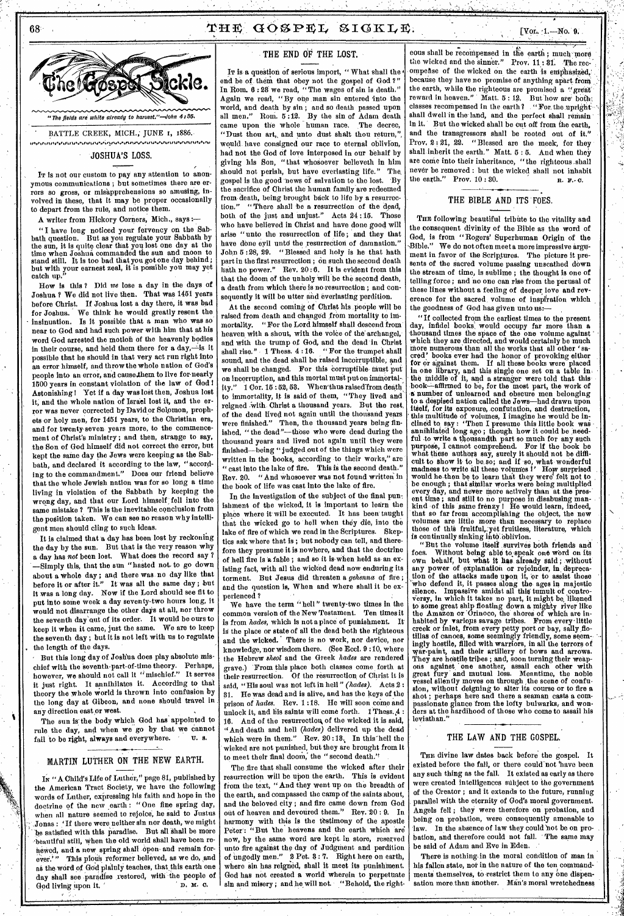# The Gospel Sickle.

*"The fields are white already to harvest."—John 4:35.*

BATTLE CREEK, MICH., JUNE 1, 1886.

## JOSHUA'S LOSS.

It is not our custom to pay any attention to anonymous communications; but sometimes there are errors so gross, or misapprehensions so amusing, involved in these, that it may be proper occasionally to depart from the rule, and notice them.

A writer from Hickory Corners, Mich., says:—

"I have long noticed your fervency on the Sabbath question. But as you regulate your Sabbath by the sun, it is quite clear that you lost one day at the time when Joshua commanded the sun and moon to stand still. It is too bad that you got one day behind; but with your earnest zeal, it is possible you may yet catch up."

How is this? Did *we* lose a day in the days of Joshua? We did not live then. That was 1451 years before Christ. If Joshua lost a day there, it was bad for Joshua. We think he would greatly resent the insinuation. Is it possible that a man who was so near to God and had such power with him that at his word God arrested the motion of the heavenly bodies in their course, and held them there for a day,—is it possible that he should in that very act run right into an error himself, and throw the whole nation of God's people into an error, and cause them to live for nearly 1500 years in constant violation of the law of God! Astonishing! Yet if a day was lost then, Joshua lost it, and the whole nation of Israel lost it, and the error was never corrected by David or Solomon, prophets or holy men, for 1451 years, to the Christian era, and for twenty-seven years more, to the commencement of Christ's ministry; and then, strange to say, the Son of God himself did not correct the error, but kept the same day the Jews were keeping as the Sabbath, and declared it according to the law, "according to the commandment." Does our friend believe that the whole Jewish nation was for so long a time living in violation of the Sabbath by keeping the wrong day, and that our Lord himself fell into the same mistake? This is the inevitable conclusion from the position taken. We can see no reason why intelligent men should cling to such ideas.

It is claimed that a day has been lost by reckoning the day by the sun. But that is the very reason why a day has *not* been lost. What does the record say? —Simply this, that the sun "hasted not to go down about a whole day; and there was no day like that before it or after it." It was all the same day; but it was a long day. Now if the Lord should see fit to put into some week a day seventy-two hours long, it would not disarrange the other days at all, nor throw the seventh day out of its order. It would be ours to keep it when it came, just the same. We are to keep the seventh day; but it is not left with us to regulate the length of the days.

But this long day of Joshua does play absolute mischief with the seventh-part-of-time theory. Perhaps, however, we should not call it "mischief." It serves it just right. It annihilates it. According to that theory the whole world is thrown into confusion by the long day at Gibeon, and none should travel in any direction east or west.

The sun is the body which God has appointed to rule the day, and when we go by that we cannot fail to be right, always and everywhere. U. S.

## MARTIN LUTHER ON THE NEW EARTH.

In "A Child's Life of Luther," page 81, published by the American Tract Society, we have the following words of Luther, expressing his faith and hope in the doctrine of the new earth: "One fine spring day, when all nature seemed to rejoice, he said to Justus Jonas: 'If there were neither sin nor death, we might be satisfied with this paradise. But all shall be more beautiful still, when the old world shall have been renewed, and a new spring shall open and remain forever.'" This pious reformer believed, as we do, and as the word of God plainly teaches, that this earth one day shall see paradise restored, with the people of God living upon it. D. M. C.

## THE END OF THE LOST.

It is a question of serious import, "What shall the end be of them that obey not the gospel of God?" In Rom. 6:23 we read, "The wages of sin is death." Again we read, "By one man sin entered into the world, and death by sin; and so death passed upon all men." Rom. 5:12. By the sin of Adam death came upon the whole human race. The decree, "Dust thou art, and unto dust shalt thou return," would have consigned our race to eternal oblivion, had not the God of love interposed in our behalf by giving his Son, "that whosoever believeth in him should not perish, but have everlasting life." The gospel is the good news of salvation to the lost. By the sacrifice of Christ the human family are redeemed from death, being brought back to life by a resurrection. "There shall be a resurrection of the dead, both of the just and unjust." Acts 24:15. Those who have believed in Christ and have done good will arise "unto the resurrection of life; and they that have done evil unto the resurrection of damnation." John 5:28, 29. "Blessed and holy is he that hath part in the first resurrection; on such the second death hath no power." Rev. 20:6. It is evident from this that the doom of the unholy will be the second death, a death from which there is no resurrection; and consequently it will be utter and everlasting perdition.

At the second coming of Christ his people will be raised from death and changed from mortality to immortality. "For the Lord himself shall descend from heaven with a shout, with the voice of the archangel, and with the trump of God, and the dead in Christ shall rise." 1 Thess. 4:16. "For the trumpet shall sound, and the dead shall be raised incorruptible, and we shall be changed. For this corruptible must put on incorruption, and this mortal must put on immortality." 1 Cor. 15:52, 53. When thus raised from death to immortality, it is said of them, "They lived and reigned with Christ a thousand years. But the rest of the dead lived not again until the thousand years were finished." Then, the thousand years being finished, "the dead"—those who were dead during the thousand years and lived not again until they were finished—being "judged out of the things which were written in the books, according to their works," are "cast into the lake of fire. This is the second death." Rev. 20. "And whosoever was not found written in the book of life was cast into the lake of fire."

In the investigation of the subject of the final punishment of the wicked, it is important to learn the place where it will be executed. It has been taught that the wicked go to hell when they die, into the lake of fire of which we read in the Scriptures. Skeptics ask where that is; but nobody can tell, and therefore they presume it is nowhere, and that the doctrine of hell fire is a fable; and so it is when held as an existing fact, with all the wicked dead now enduring its torment. But Jesus did threaten a *gehenna* of fire; and the question is, When and where shall it be experienced?

We have the term "hell" twenty-two times in the common version of the New Testament. Ten times it is from *hades*, which is not a place of punishment. It is the place or state of all the dead both the righteous and the wicked. There is no work, nor device, nor knowledge, nor wisdom there. (See Eccl. 9:10, where the Hebrew *sheol* and the Greek *hades* are rendered grave.) From this place both classes come forth at their resurrection. Of the resurrection of Christ it is said, "His soul was not left in hell" (*hades*). Acts 2:31. He was dead and is alive, and has the keys of the prison of *hades*. Rev. 1:18. He will soon come and unlock it, and his saints will come forth. 1 Thess. 4:16. And of the resurrection of the wicked it is said, "And death and hell (*hades*) delivered up the dead which were in them." Rev. 20:13. In this hell the wicked are not punished, but they are brought from it to meet their final doom, the "second death."

The fire that shall consume the wicked after their resurrection will be upon the earth. This is evident from the text, "And they went up on the breadth of the earth, and compassed the camp of the saints about, and the beloved city; and fire came down from God out of heaven and devoured them." Rev. 20:9. In harmony with this is the testimony of the apostle Peter: "But the heavens and the earth which are now, by the same word are kept in store, reserved unto fire against the day of Judgment and perdition of ungodly men." 2 Pet. 3:7. Right here on earth, where sin has reigned, shall it meet its punishment. God has not created a world wherein to perpetuate sin and misery; and he will not. "Behold, the righteous shall be recompensed in the earth; much more the wicked and the sinner." Prov. 11:31. The recompense of the wicked on the earth is emphasized, because they have no promise of anything apart from the earth, while the righteous are promised a "great reward in heaven." Matt. 5:12. But how are both classes recompensed in the earth? "For the upright shall dwell in the land, and the perfect shall remain in it. But the wicked shall be cut off from the earth, and the transgressors shall be rooted out of it." Prov. 2:21, 22. "Blessed are the meek, for they shall inherit the earth." Matt. 5:5. And when they are come into their inheritance, "the righteous shall never be removed: but the wicked shall not inhabit the earth." Prov. 10:30. R. F. C.

## THE BIBLE AND ITS FOES.

The following beautiful tribute to the vitality and the consequent divinity of the Bible as the word of God, is from "Rogers' Superhuman Origin of the Bible." We do not often meet a more impressive argument in favor of the Scriptures. The picture it presents of the sacred volume passing unscathed down the stream of time, is sublime; the thought is one of telling force; and no one can rise from the perusal of these lines without a feeling of deeper love and reverence for the sacred volume of inspiration which the goodness of God has given unto us:—

"If collected from the earliest times to the present day, infidel books would occupy far more than a thousand times the space of the one volume against which they are directed, and would certainly be much more numerous than all the works that all other 'sacred' books ever had the honor of provoking either for or against them. If all these books were placed in one library, and this single one set on a table in the middle of it, and a stranger were told that this book—affirmed to be, for the most part, the work of a number of unlearned and obscure men belonging to a despised nation called the Jews—had drawn upon itself, for its exposure, confutation, and destruction, this multitude of volumes, I imagine he would be inclined to say: 'Then I presume this little book was annihilated long ago; though how it could be needful to write a thousandth part so much for any such purpose, I cannot comprehend. For if the book be what these authors say, surely it should not be difficult to show it to be so; and if so, what wonderful madness to write all these volumes!' How surprised would he then be to learn that they were felt not to be enough; that similar works were being multiplied every day, and never more actively than at the present time; and still to no purpose in disabusing mankind of this same frenzy! He would learn, indeed, that so far from accomplishing the object, the new volumes are little more than necessary to replace those of this fruitful, yet fruitless, literature, which is continually sinking into oblivion.

"But the volume itself survives both friends and foes. Without being able to speak one word on its own behalf, but what it has already said; without any power of explanation or rejoinder, in deprecation of the attacks made upon it, or to assist those who defend it, it passes along the ages in majestic silence. Impassive amidst all this tumult of controversy, in which it takes no part, it might be likened to some great ship floating down a mighty river like the Amazon or Orinoco, the shores of which are inhabited by various savage tribes. From every little creek or inlet, from every petty port or bay, sally flotillas of canoes, some seemingly friendly, some seemingly hostile, filled with warriors, in all the terrors of war-paint, and their artillery of bows and arrows. They are hostile tribes; and, soon turning their weapons against one another, assail each other with great fury and mutual loss. Meantime, the noble vessel silently moves on through the scene of confusion, without deigning to alter its course or to fire a shot; perhaps here and there a seaman casts a compassionate glance from the lofty bulwarks, and wonders at the hardihood of those who come to assail his leviathan."

## THE LAW AND THE GOSPEL.

The divine law dates back before the gospel. It existed before the fall, or there could not have been any such thing as the fall. It existed as early as there were created intelligences subject to the government of the Creator; and it extends to the future, running parallel with the eternity of God's moral government. Angels fell; they were therefore on probation, and being on probation, were consequently amenable to law. In the absence of law they could not be on probation, and therefore could not fall. The same may be said of Adam and Eve in Eden.

There is nothing in the moral condition of man in his fallen state, nor in the nature of the ten commandments themselves, to restrict them to any one dispensation more than another. Man's moral wretchedness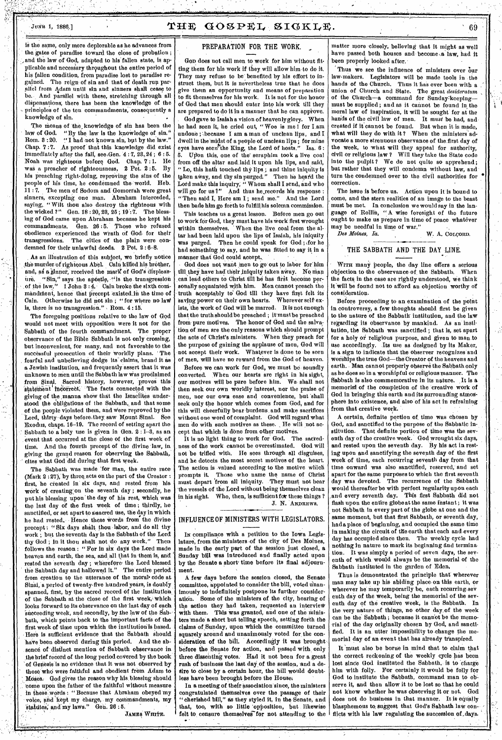is the same, only more deplorable as he advances from the gates of paradise toward the close of probation; and the law of God, adapted to his fallen state, is applicable and necessary throughout the entire period of his fallen condition, from paradise lost to paradise regained. The reign of sin and that of death run parallel from Adam until sin and sinners shall cease to be. And parallel with these, stretching through all dispensations, there has been the knowledge of the principles of the ten commandments, consequently a knowledge of sin.

The means of the knowledge of sin has been the law of God. "By the law is the knowledge of sin." Rom. 3:20. "I had not known sin, but by the law." Chap. 7:7. As proof that this knowledge did exist immediately after the fall, see Gen. 4:7, 23, 24; 6:5. Noah was righteous before God. Chap. 7:1. He was a preacher of righteousness. 2 Pet. 2:5. By his preaching right-doing, reproving the sins of the people of his time, he condemned the world. Heb. 11:7. The men of Sodom and Gomorrah were great sinners, excepting one man. Abraham interceded, saying, "Wilt thou also destroy the righteous with the wicked?" Gen. 18:20, 23, 25; 19:7. The blessing of God came upon Abraham because he kept his commandments. Gen. 26:5. Those who refused obedience experienced the wrath of God for their transgressions. The cities of the plain were condemned for their unlawful deeds. 2 Pet. 2:6-8.

As an illustration of this subject, we briefly notice the murder of righteous Abel. Cain killed his brother, and, as a sinner, received the mark of God's displeasure. "Sin," says the apostle, "is the transgression of the law." 1 John 3:4. Cain broke the sixth commandment, hence that precept existed in the time of Cain. Otherwise he did not sin; "for where no law is, there is no transgression." Rom. 4:15.

The foregoing positions relative to the law of God would not meet with opposition were it not for the Sabbath of the fourth commandment. The proper observance of the Bible Sabbath is not only crossing, but inconvenient, for many, and not favorable to the successful prosecution of their worldly plans. The fearful and unbelieving dodge its claims, brand it as a Jewish institution, and frequently assert that it was unknown to men until the Sabbath law was proclaimed from Sinai. Sacred history, however, proves this statement incorrect. The facts connected with the giving of the manna show that the Israelites understood the obligations of the Sabbath, and that some of the people violated them, and were reproved by the Lord, thirty days before they saw Mount Sinai. See Exodus, chaps. 16-19. The record of setting apart the Sabbath to a holy use is given in Gen. 2:1-3, as an event that occurred at the close of the first week of time. And the fourth precept of the divine law, in giving the grand reason for observing the Sabbath, cites what God did during that first week.

The Sabbath was made for man, the entire race (Mark 2:27), by three acts on the part of the Creator: first, he created in six days, and rested from his work of creating on the seventh day; secondly, he put his blessing upon the day of his rest, which was the last day of the first week of time; thirdly, he sanctified, or set apart to a sacred use, the day in which he had rested. Hence these words from the divine precept: "Six days shalt thou labor, and do all thy work; but the seventh day is the Sabbath of the Lord thy God; in it thou shalt not do any work." Then follows the reason: "For in six days the Lord made heaven and earth, the sea, and all that in them is, and rested the seventh day; wherefore the Lord blessed the Sabbath day and hallowed it." The entire period from creation to the utterance of the moral code at Sinai, a period of twenty-five hundred years, is doubly spanned, first, by the sacred record of the institution of the Sabbath at the close of the first week, which looks forward to its observance on the last day of each succeeding week, and secondly, by the law of the Sabbath, which points back to the important facts of the first week of time upon which the institution is based. Here is sufficient evidence that the Sabbath should have been observed during this period. And the absence of distinct mention of Sabbath observance in the brief record of the long period covered by the book of Genesis is no evidence that it was not observed by those who were faithful and obedient from Adam to Moses. God gives the reason why his blessing should come upon the father of the faithful without measure in these words: "Because that Abraham obeyed my voice, and kept my charge, my commandments, my statutes, and my laws." Gen. 26:5.

JAMES WHITE.

## PREPARATION FOR THE WORK.

God does not call men to work for him without fitting them for his work if they will allow him to do it. They may refuse to be benefited by his effort to instruct them, but it is nevertheless true that he does give them an opportunity and means of preparation to fit themselves for his work. It is not for the honor of God that men should enter into his work till they are prepared to do it in a manner that he can approve.

God gave to Isaiah a vision of heavenly glory. When he had seen it, he cried out, "Woe is me! for I am undone; because I am a man of unclean lips, and I dwell in the midst of a people of unclean lips; for mine eyes have seen the King, the Lord of hosts." Isa. 6:5. Upon this, one of the seraphim took a live coal from off the altar and laid it upon his lips, and said, "Lo, this hath touched thy lips; and thine iniquity is taken away, and thy sin purged." Then he heard the Lord make this inquiry, "Whom shall I send, and who will go for us?" And thus he records his response: "Then said I, Here am I; send me." And the Lord then bade him go forth to fulfill his solemn commission.

This teaches us a great lesson. Before men go out to work for God, they must have his work first wrought within themselves. When the live coal from the altar had been laid upon the lips of Isaiah, his iniquity was purged. Then he could speak for God; for he had something to say, and he was fitted to say it in a manner that God could accept.

God does not want men to go out to labor for him till they have had their iniquity taken away. No man can lead others to Christ till he has first become personally acquainted with him. Men cannot preach the truth acceptably to God till they have first felt its saving power on their own hearts. Wherever self exists, the work of God will be marred. It is not enough that the truth should be preached; it must be preached from pure motives. The honor of God and the salvation of men are the only reasons which should prompt the acts of Christ's ministers. When they preach for the purpose of gaining the applause of men, God will not accept their work. Whatever is done to be seen of men, will have no reward from the God of heaven.

Before we can work for God, we must be soundly converted. When our hearts are right in his sight, our motives will be pure before him. We shall not then seek our own worldly interest, nor the praise of men, nor our own ease and convenience, but shall seek only the honor which comes from God, and for this will cheerfully bear burdens and make sacrifices without one word of complaint. God will regard what men do with such motives as these. He will not accept that which is done from other motives.

It is no light thing to work for God. The sacredness of the work cannot be overestimated. God will not be trifled with. He sees through all disguises, and he detects the most secret motives of the heart. The action is valued according to the motive which prompts it. Those who name the name of Christ must depart from all iniquity. They must not bear the vessels of the Lord without being themselves clean in his sight. Who, then, is sufficient for these things?

J. N. ANDREWS.

## INFLUENCE OF MINISTERS WITH LEGISLATORS.

In compliance with a petition to the Iowa Legislature, from the ministers of the city of Des Moines, made in the early part of the session just closed, a Sunday bill was introduced and finally acted upon by the Senate a short time before its final adjournment.

A few days before the session closed, the Senate committee, appointed to consider the bill, voted unanimously to indefinitely postpone its further consideration. Some of the ministers of the city, hearing of the action they had taken, requested an interview with them. This was granted, and one of the ministers made a short but telling speech, setting forth the claims of Sunday, upon which the committee turned squarely around and unanimously voted for the consideration of the bill. Accordingly it was brought before the Senate for action, and passed with only three dissenting votes. Had it not been for a great rush of business the last day of the session, and a desire to close by a certain hour, the bill would doubtless have been brought before the House.

In a meeting of their association since, the ministers congratulated themselves over the passage of their "cherished bill," as they styled it, in the Senate, and that, too, with so little opposition, but likewise felt to censure themselves for not attending to the matter more closely, believing that it might as well have passed both houses and become a law, had it been properly looked after.

Thus we see the influence of ministers over our law-makers. Legislators will be made tools in the hands of the Church. Thus it has ever been with a union of Church and State. The great *desideratum* of the Church—a command for Sunday-keeping—must be supplied; and as it cannot be found in the moral law of inspiration, it will be sought for at the hands of the civil law of men. It *must* be had, and created if it cannot be found. But when it is made, what will they do with it? When the ministers advocate a more strenuous observance of the first day of the week, to what will they appeal for authority, civil or religious law? Will they take the State code into the pulpit? We do not quite so apprehend; but rather that they will condemn without law, and turn the condemned over to the civil authorities for correction.

The issue is before us. Action upon it is bound to come, and the stern realities of an image to the beast must be met. In conclusion we would say in the language of Rollin, "A wise foresight of the future ought to make us prepare in time of peace whatever may be needful in time of war."

*Des Moines, Ia.* W. A. COLCORD.

## THE SABBATH AND THE DAY LINE.

With many people, the day line offers a serious objection to the observance of the Sabbath. When the facts in the case are rightly understood, we think it will be found not to afford an objection worthy of consideration.

Before proceeding to an examination of the point in controversy, a few thoughts should first be given to the nature of the Sabbath institution, and the law regarding its observance by mankind. As an institution, the Sabbath was sanctified; that is, set apart for a holy or religious purpose, and given to man to use accordingly. Its use as designed by its Maker, is a sign to indicate that the observer recognizes and worships the true God—the Creator of the heavens and earth. Man cannot properly observe the Sabbath only as he does so in a worshipful or religious manner. The Sabbath is also commemorative in its nature. It is a memorial of the completion of the creative work of God in bringing this earth and its surrounding atmosphere into existence, and also of his act in refraining from that creative work.

A certain, definite portion of time was chosen by God, and sanctified to the purpose of the Sabbatic institution. That definite portion of time was the seventh day of the creative week. God wrought six days, and rested upon the seventh day. By his act in resting upon and sanctifying the seventh day of the first week of time, each recurring seventh day from that time onward was also sanctified, reserved, and set apart for the same purposes to which the first seventh day was devoted. The recurrence of the Sabbath would thereafter be with perfect regularity upon each and every seventh day. This first Sabbath did not flash upon the entire globe at the same instant; it was not Sabbath in every part of the globe at one and the same moment, but that first Sabbath, or seventh day, had a place of beginning, and occupied the same time in making the circuit of the earth that each and every day has occupied since then. The weekly cycle had nothing in nature to mark its beginning and termination. It was simply a period of seven days, the seventh of which would always be the memorial of the Sabbath instituted in the garden of Eden.

Thus is demonstrated the principle that wherever man may take up his abiding place on this earth, or wherever he may temporarily be, each recurring seventh day of the week, being the memorial of the seventh day of the creative week, is the Sabbath. In the very nature of things, no other day of the week can be the Sabbath; because it cannot be the memorial of the day originally chosen by God, and sanctified. It is an utter impossibility to change the memorial day of an event that has already transpired.

It must also be borne in mind that to claim that the correct reckoning of the weekly cycle has been lost since God instituted the Sabbath, is to charge him with folly. For certainly it would be folly for God to institute the Sabbath, command man to observe it, and then allow it to be lost so that he could not know whether he was observing it or not. God does not do business in that manner. It is equally blasphemous to suggest that God's Sabbath law conflicts with his law regulating the succession of days.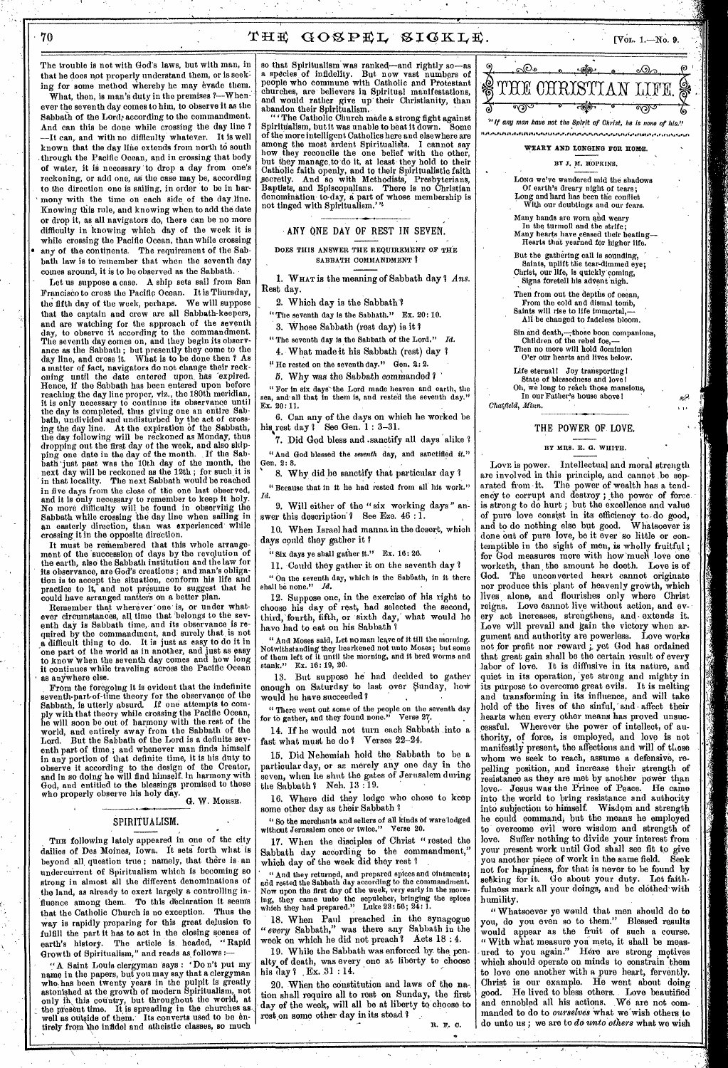The trouble is not with God's laws, but with man, in that he does not properly understand them, or is seeking for some method whereby he may evade them.

What, then, is man's duty in the premises?—Whenever the seventh day comes to him, to observe it as the Sabbath of the Lord, according to the commandment. And can this be done while crossing the day line? —It can, and with no difficulty whatever. It is well known that the day line extends from north to south through the Pacific Ocean, and in crossing that body of water, it is necessary to drop a day from one's reckoning, or add one, as the case may be, according to the direction one is sailing, in order to be in harmony with the time on each side of the day line. Knowing this rule, and knowing when to add the date or drop it, as all navigators do, there can be no more difficulty in knowing which day of the week it is while crossing the Pacific Ocean, than while crossing any of the continents. The requirement of the Sabbath law is to remember that when the seventh day comes around, it is to be observed as the Sabbath.

Let us suppose a case. A ship sets sail from San Francisco to cross the Pacific Ocean. It is Thursday, the fifth day of the week, perhaps. We will suppose that the captain and crew are all Sabbath-keepers, and are watching for the approach of the seventh day, to observe it according to the commandment. The seventh day comes on, and they begin its observance as the Sabbath; but presently they come to the day line, and cross it. What is to be done then? As a matter of fact, navigators do not change their reckoning until the date entered upon has expired. Hence, if the Sabbath has been entered upon before reaching the day line proper, viz., the 180th meridian, it is only necessary to continue its observance until the day is completed, thus giving one an entire Sabbath, undivided and undisturbed by the act of crossing the day line. At the expiration of the Sabbath, the day following will be reckoned as Monday, thus dropping out the first day of the week, and also skipping one date in the day of the month. If the Sabbath just past was the 10th day of the month, the next day will be reckoned as the 12th; for such it is in that locality. The next Sabbath would be reached in five days from the close of the one last observed, and it is only necessary to remember to keep it holy. No more difficulty will be found in observing the Sabbath while crossing the day line when sailing in an easterly direction, than was experienced while crossing it in the opposite direction.

It must be remembered that this whole arrangement of the succession of days by the revolution of the earth, also the Sabbath institution and the law for its observance, are God's creations; and man's obligation is to accept the situation, conform his life and practice to it, and not presume to suggest that he could have arranged matters on a better plan.

Remember that wherever one is, or under whatever circumstances, all time that belongs to the seventh day is Sabbath time, and its observance is required by the commandment, and surely that is not a difficult thing to do. It is just as easy to do it in one part of the world as in another, and just as easy to know when the seventh day comes and how long it continues while traveling across the Pacific Ocean as anywhere else.

From the foregoing it is evident that the indefinite seventh-part-of-time theory for the observance of the Sabbath, is utterly absurd. If one attempts to comply with that theory while crossing the Pacific Ocean, he will soon be out of harmony with the rest of the world, and entirely away from the Sabbath of the Lord. But the Sabbath of the Lord is a definite seventh part of time; and whenever man finds himself in any portion of that definite time, it is his duty to observe it according to the design of the Creator, and in so doing he will find himself in harmony with God, and entitled to the blessings promised to those who properly observe his holy day.

G. W. MORSE.

## SPIRITUALISM.

The following lately appeared in one of the city dailies of Des Moines, Iowa. It sets forth what is beyond all question true; namely, that there is an undercurrent of Spiritualism which is becoming so strong in almost all the different denominations of the land, as already to exert largely a controlling influence among them. To this declaration it seems that the Catholic Church is no exception. Thus the way is rapidly preparing for this great delusion to fulfill the part it has to act in the closing scenes of earth's history. The article is headed, "Rapid Growth of Spiritualism," and reads as follows:—

"A Saint Louis clergyman says: 'Do n't put my name in the papers, but you may say that a clergyman who has been twenty years in the pulpit is greatly astonished at the growth of modern Spiritualism, not only in this country, but throughout the world, at the present time. It is spreading in the churches as well as outside of them. Its converts used to be entirely from the infidel and atheistic classes, so much so that Spiritualism was ranked—and rightly so—as a species of infidelity. But now vast numbers of people who commune with Catholic and Protestant churches, are believers in Spiritual manifestations, and would rather give up their Christianity, than abandon their Spiritualism.

"'The Catholic Church made a strong fight against Spiritualism, but it was unable to beat it down. Some of the more intelligent Catholics here and elsewhere are among the most ardent Spiritualists. I cannot say how they reconcile the one belief with the other, but they manage to do it, at least they hold to their Catholic faith openly, and to their Spiritualistic faith secretly. And so with Methodists, Presbyterians, Baptists, and Episcopalians. There is no Christian denomination to-day, a part of whose membership is not tinged with Spiritualism.'"

## ANY ONE DAY OF REST IN SEVEN.

### DOES THIS ANSWER THE REQUIREMENT OF THE SABBATH COMMANDMENT?

1. What is the meaning of Sabbath day? *Ans.* Rest day.

2. Which day is the Sabbath?

"The seventh day is the Sabbath." Ex. 20:10.

3. Whose Sabbath (rest day) is it?

"The seventh day is the Sabbath of the Lord." *Id.*

4. What made it his Sabbath (rest) day?

"He rested on the seventh day." Gen. 2:2.

5. Why was the Sabbath commanded?

"For in six days the Lord made heaven and earth, the sea, and all that in them is, and rested the seventh day." Ex. 20:11.

6. Can any of the days on which he worked be his rest day? See Gen. 1:3–31.

7. Did God bless and sanctify all days alike?

"And God blessed the *seventh* day, and sanctified *it*." Gen. 2:3.

8. Why did he sanctify that particular day?

"Because that in it he had rested from all his work." *Id.*

9. Will either of the "six working days" answer this description? See Eze. 46:1.

10. When Israel had manna in the desert, which days could they gather it?

"Six days ye shall gather it." Ex. 16:26.

11. Could they gather it on the seventh day?

"On the seventh day, which is the Sabbath, in it there shall be none." *Id.*

12. Suppose one, in the exercise of his right to choose his day of rest, had selected the second, third, fourth, fifth, or sixth day, what would he have had to eat on his Sabbath?

"And Moses said, Let no man leave of it till the morning. Notwithstanding they hearkened not unto Moses; but some of them left of it until the morning, and it bred worms and stank." Ex. 16:19, 20.

13. But suppose he had decided to gather enough on Saturday to last over Sunday, how would he have succeeded?

"There went out some of the people on the seventh day for to gather, and they found none." Verse 27.

14. If he would not turn each Sabbath into a fast what must he do? Verses 22–24.

15. Did Nehemiah hold the Sabbath to be a particular day, or as merely any one day in the seven, when he shut the gates of Jerusalem during the Sabbath? Neh. 13:19.

16. Where did they lodge who chose to keep some other day as their Sabbath?

"So the merchants and sellers of all kinds of ware lodged without Jerusalem once or twice." Verse 20.

17. When the disciples of Christ "rested the Sabbath day according to the commandment," which day of the week did they rest?

"And they returned, and prepared spices and ointments; and rested the Sabbath day according to the commandment. Now upon the first day of the week, very early in the morning, they came unto the sepulcher, bringing the spices which they had prepared." Luke 23:56; 24:1.

18. When Paul preached in the synagogue "*every* Sabbath," was there any Sabbath in the week on which he did not preach? Acts 18:4.

19. While the Sabbath was enforced by the penalty of death, was every one at liberty to choose his day? Ex. 31:14.

20. When the constitution and laws of the nation shall require all to rest on Sunday, the first day of the week, will all be at liberty to choose to rest on some other day in its stead?

R. F. C.

# THE CHRISTIAN LIFE.

*"If any man have not the Spirit of Christ, he is none of his."*

## WEARY AND LONGING FOR HOME.

BY J. M. HOPKINS.

Long we've wandered mid the shadows
Of earth's dreary night of tears;
Long and hard has been the conflict
With our doubtings and our fears.

Many hands are worn and weary
In the turmoil and the strife;
Many hearts have ceased their beating—
Hearts that yearned for higher life.

But the gathering call is sounding,
Saints, uplift the tear-dimmed eye;
Christ, our life, is quickly coming,
Signs foretell his advent nigh.

Then from out the depths of ocean,
From the cold and dismal tomb,
Saints will rise to life immortal,—
All be changed to fadeless bloom.

Sin and death,—those boon companions,
Children of the rebel foe,—
Then no more will hold dominion
O'er our hearts and lives below.

Life eternal! Joy transporting!
State of blessedness and love!
Oh, we long to reach those mansions,
In our Father's house above!

*Chatfield, Minn.*

## THE POWER OF LOVE.

BY MRS. E. G. WHITE.

Love is power. Intellectual and moral strength are involved in this principle, and cannot be separated from it. The power of wealth has a tendency to corrupt and destroy; the power of force is strong to do hurt; but the excellence and value of pure love consist in its efficiency to do good, and to do nothing else but good. Whatsoever is done out of pure love, be it ever so little or contemptible in the sight of men, is wholly fruitful; for God measures more with how much love one worketh, than the amount he doeth. Love is of God. The unconverted heart cannot originate nor produce this plant of heavenly growth, which lives alone, and flourishes only where Christ reigns. Love cannot live without action, and every act increases, strengthens, and extends it. Love will prevail and gain the victory when argument and authority are powerless. Love works not for profit nor reward; yet God has ordained that great gain shall be the certain result of every labor of love. It is diffusive in its nature, and quiet in its operation, yet strong and mighty in its purpose to overcome great evils. It is melting and transforming in its influence, and will take hold of the lives of the sinful, and affect their hearts when every other means has proved unsuccessful. Wherever the power of intellect, of authority, of force, is employed, and love is not manifestly present, the affections and will of those whom we seek to reach, assume a defensive, repelling position, and increase their strength of resistance as they are met by another power than love. Jesus was the Prince of Peace. He came into the world to bring resistance and authority into subjection to himself. Wisdom and strength he could command, but the means he employed to overcome evil were wisdom and strength of love. Suffer nothing to divide your interest from your present work until God shall see fit to give you another piece of work in the same field. Seek not for happiness, for that is never to be found by seeking for it. Go about your duty. Let faithfulness mark all your doings, and be clothed with humility.

"Whatsoever ye would that men should do to you, do you even so to them." Blessed results would appear as the fruit of such a course. "With what measure you mete, it shall be measured to you again." Here are strong motives which should operate on minds to constrain them to love one another with a pure heart, fervently. Christ is our example. He went about doing good. He lived to bless others. Love beautified and ennobled all his actions. We are not commanded to do to *ourselves* what we wish others to do unto us; we are to *do unto others* what we wish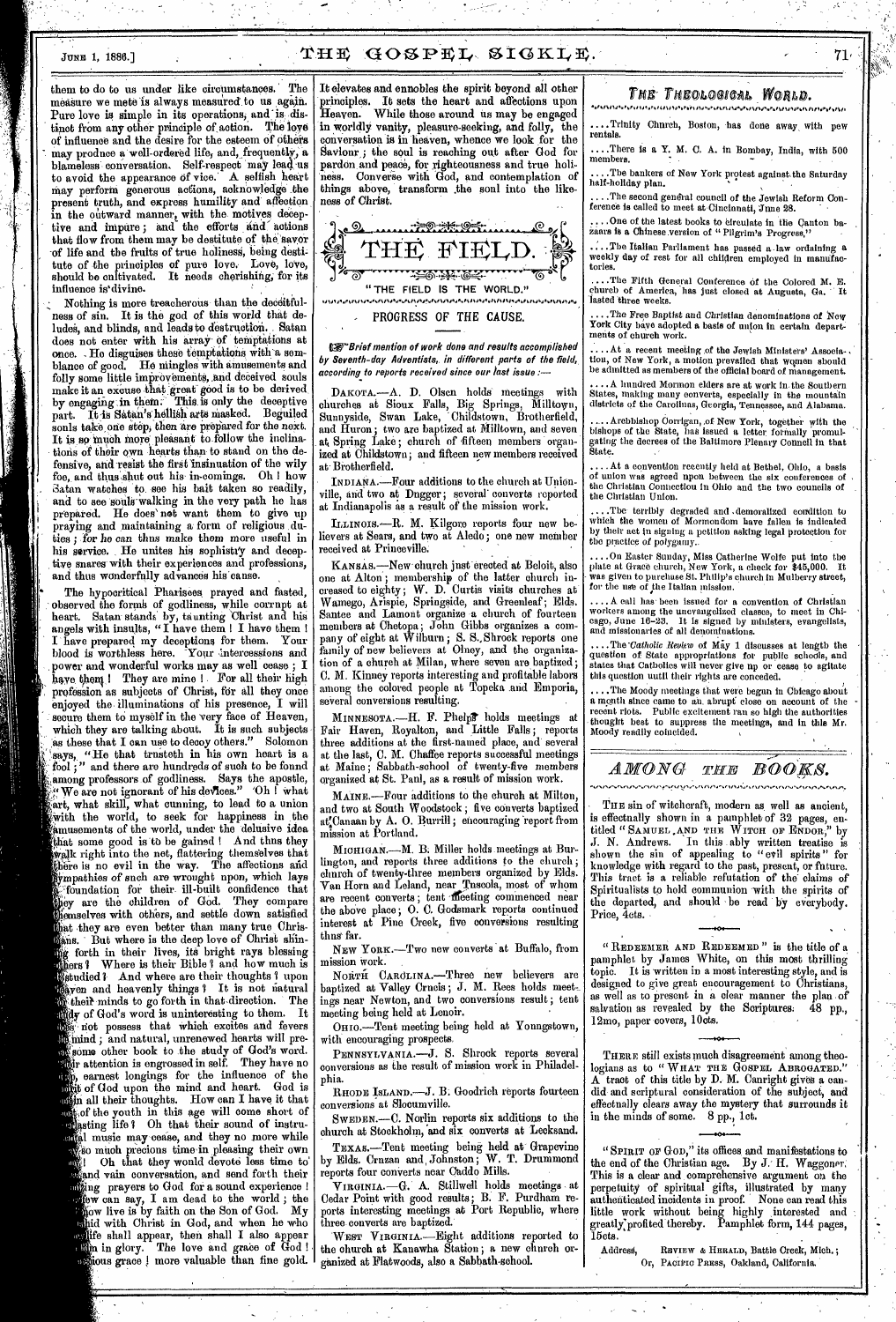them to do to us under like circumstances. The measure we mete is always measured to us again. Pure love is simple in its operations, and is distinct from any other principle of action. The love of influence and the desire for the esteem of others may produce a well-ordered life, and, frequently, a blameless conversation. Self-respect may lead us to avoid the appearance of vice. A selfish heart may perform generous actions, acknowledge the present truth, and express humility and affection in the outward manner, with the motives deceptive and impure; and the efforts and actions that flow from them may be destitute of the savor of life and the fruits of true holiness, being destitute of the principles of pure love. Love, love, should be cultivated. It needs cherishing, for its influence is divine.

Nothing is more treacherous than the deceitfulness of sin. It is the god of this world that deludes, and blinds, and leads to destruction. Satan does not enter with his array of temptations at once. He disguises these temptations with a semblance of good. He mingles with amusements and folly some little improvements, and deceived souls make it an excuse that great good is to be derived by engaging in them. This is only the deceptive part. It is Satan's hellish arts masked. Beguiled souls take one step, then are prepared for the next. It is so much more pleasant to follow the inclinations of their own hearts than to stand on the defensive, and resist the first insinuation of the wily foe, and thus shut out his in-comings. Oh! how Satan watches to see his bait taken so readily, and to see souls walking in the very path he has prepared. He does not want them to give up praying and maintaining a form of religious duties; *for he can thus make them more useful in his service.* He unites his sophistry and deceptive snares with their experiences and professions, and thus wonderfully advances his cause.

The hypocritical Pharisees prayed and fasted, observed the forms of godliness, while corrupt at heart. Satan stands by, taunting Christ and his angels with insults, "I have them! I have them! I have prepared my deceptions for them. Your blood is worthless here. Your intercessions and power and wonderful works may as well cease; I have them! They are mine! For all their high profession as subjects of Christ, for all they once enjoyed the illuminations of his presence, I will secure them to myself in the very face of Heaven, which they are talking about. It is such subjects as these that I can use to decoy others." Solomon says, "He that trusteth in his own heart is a fool;" and there are hundreds of such to be found among professors of godliness. Says the apostle, "We are not ignorant of his devices." Oh! what art, what skill, what cunning, to lead to a union with the world, to seek for happiness in the amusements of the world, under the delusive idea that some good is to be gained! And thus they walk right into the net, flattering themselves that there is no evil in the way. The affections and sympathies of such are wrought upon, which lays a foundation for their ill-built confidence that they are the children of God. They compare themselves with others, and settle down satisfied that they are even better than many true Christians. But where is the deep love of Christ shining forth in their lives, its bright rays blessing others? Where is their Bible? and how much is it studied? And where are their thoughts? upon heaven and heavenly things? It is not natural for their minds to go forth in that direction. The study of God's word is uninteresting to them. It does not possess that which excites and fevers the mind; and natural, unrenewed hearts will prefer some other book to the study of God's word. Their attention is engrossed in self. They have no deep, earnest longings for the influence of the Spirit of God upon the mind and heart. God is not in all their thoughts. How can I have it that so many of the youth in this age will come short of everlasting life? Oh that their sound of instrumental music may cease, and they no more while away so much precious time in pleasing their own fancy! Oh that they would devote less time to idle and vain conversation, and send forth their earnest prayers to God for a sound experience! Then they can say, I am dead to the world; the life I now live is by faith on the Son of God. My life is hid with Christ in God, and when he who is my life shall appear, then shall I also appear with him in glory. The love and grace of God! precious grace! more valuable than fine gold. It elevates and ennobles the spirit beyond all other principles. It sets the heart and affections upon Heaven. While those around us may be engaged in worldly vanity, pleasure-seeking, and folly, the conversation is in heaven, whence we look for the Saviour; the soul is reaching out after God for pardon and peace, for righteousness and true holiness. Converse with God, and contemplation of things above, transform the soul into the likeness of Christ.

# THE FIELD.

"THE FIELD IS THE WORLD."

## PROGRESS OF THE CAUSE.

*Brief mention of work done and results accomplished by Seventh-day Adventists, in different parts of the field, according to reports received since our last issue:—*

DAKOTA.—A. D. Olsen holds meetings with churches at Sioux Falls, Big Springs, Milltown, Sunnyside, Swan Lake, Childstown, Brotherfield, and Huron; two are baptized at Milltown, and seven at Spring Lake; church of fifteen members organized at Childstown; and fifteen new members received at Brotherfield.

INDIANA.—Four additions to the church at Unionville, and two at Dugger; several converts reported at Indianapolis as a result of the mission work.

ILLINOIS.—R. M. Kilgore reports four new believers at Sears, and two at Aledo; one new member received at Princeville.

KANSAS.—New church just erected at Beloit, also one at Alton; membership of the latter church increased to eighty; W. D. Curtis visits churches at Wamego, Arispie, Springside, and Greenleaf; Elds. Santee and Lamont organize a church of fourteen members at Chetopa; John Gibbs organizes a company of eight at Wilburn; S. S. Shrock reports one family of new believers at Olney, and the organization of a church at Milan, where seven are baptized; C. M. Kinney reports interesting and profitable labors among the colored people at Topeka and Emporia, several conversions resulting.

MINNESOTA.—H. F. Phelps holds meetings at Fair Haven, Royalton, and Little Falls; reports three additions at the first-named place, and several at the last, C. M. Chaffee reports successful meetings at Maine; Sabbath-school of twenty-five members organized at St. Paul, as a result of mission work.

MAINE.—Four additions to the church at Milton, and two at South Woodstock; five converts baptized at Canaan by A. O. Burrill; encouraging report from mission at Portland.

MICHIGAN.—M. B. Miller holds meetings at Burlington, and reports three additions to the church; church of twenty-three members organized by Elds. Van Horn and Leland, near Tuscola, most of whom are recent converts; tent meeting commenced near the above place; O. C. Godsmark reports continued interest at Pine Creek, five conversions resulting thus far.

NEW YORK.—Two new converts at Buffalo, from mission work.

NORTH CAROLINA.—Three new believers are baptized at Valley Crucis; J. M. Rees holds meetings near Newton, and two conversions result; tent meeting being held at Lenoir.

OHIO.—Tent meeting being held at Youngstown, with encouraging prospects.

PENNSYLVANIA.—J. S. Shrock reports several conversions as the result of mission work in Philadelphia.

RHODE ISLAND.—J. B. Goodrich reports fourteen conversions at Slocumville.

SWEDEN.—C. Norlin reports six additions to the church at Stockholm, and six converts at Leeksand.

TEXAS.—Tent meeting being held at Grapevine by Elds. Cruzan and Johnston; W. T. Drummond reports four converts near Caddo Mills.

VIRGINIA.—G. A. Stillwell holds meetings at Cedar Point with good results; B. F. Purdham reports interesting meetings at Port Republic, where three converts are baptized.

WEST VIRGINIA.—Eight additions reported to the church at Kanawha Station; a new church organized at Flatwoods, also a Sabbath-school.

## THE THEOLOGICAL WORLD.

....Trinity Church, Boston, has done away with pew rentals.

....There is a Y. M. C. A. in Bombay, India, with 500 members.

....The bankers of New York protest against the Saturday half-holiday plan.

....The second general council of the Jewish Reform Conference is called to meet at Cincinnati, June 28.

....One of the latest books to circulate in the Canton bazaars is a Chinese version of "Pilgrim's Progress."

....The Italian Parliament has passed a law ordaining a weekly day of rest for all children employed in manufactories.

....The Fifth General Conference of the Colored M. E. church of America, has just closed at Augusta, Ga. It lasted three weeks.

....The Free Baptist and Christian denominations of New York City have adopted a basis of union in certain departments of church work.

....At a recent meeting of the Jewish Ministers' Association, of New York, a motion prevailed that women should be admitted as members of the official board of management.

....A hundred Mormon elders are at work in the Southern States, making many converts, especially in the mountain districts of the Carolinas, Georgia, Tennessee, and Alabama.

....Archbishop Corrigan, of New York, together with the bishops of the State, has issued a letter formally promulgating the decrees of the Baltimore Plenary Council in that State.

....At a convention recently held at Bethel, Ohio, a basis of union was agreed upon between the six conferences of the Christian Connection in Ohio and the two councils of the Christian Union.

....The terribly degraded and demoralized condition to which the women of Mormondom have fallen is indicated by their act in signing a petition asking legal protection for the practice of polygamy.

....On Easter Sunday, Miss Catherine Wolfe put into the plate at Grace church, New York, a check for $45,000. It was given to purchase St. Philip's church in Mulberry street, for the use of the Italian mission.

....A call has been issued for a convention of Christian workers among the unevangelized classes, to meet in Chicago, June 16–23. It is signed by ministers, evangelists, and missionaries of all denominations.

....The *Catholic Review* of May 1 discusses at length the question of State appropriations for public schools, and states that Catholics will never give up or cease to agitate this question until their rights are conceded.

....The Moody meetings that were begun in Chicago about a month since came to an abrupt close on account of the recent riots. Public excitement ran so high the authorities thought best to suppress the meetings, and in this Mr. Moody readily coincided.

## AMONG THE BOOKS.

THE sin of witchcraft, modern as well as ancient, is effectually shown in a pamphlet of 32 pages, entitled "SAMUEL AND THE WITCH OF ENDOR," by J. N. Andrews. In this ably written treatise is shown the sin of appealing to "evil spirits" for knowledge with regard to the past, present, or future. This tract is a reliable refutation of the claims of Spiritualists to hold communion with the spirits of the departed, and should be read by everybody. Price, 4cts.

"REDEEMER AND REDEEMED" is the title of a pamphlet by James White, on this most thrilling topic. It is written in a most interesting style, and is designed to give great encouragement to Christians, as well as to present in a clear manner the plan of salvation as revealed by the Scriptures. 48 pp., 12mo, paper covers, 10cts.

THERE still exists much disagreement among theologians as to "WHAT THE GOSPEL ABROGATED." A tract of this title by D. M. Canright gives a candid and scriptural consideration of the subject, and effectually clears away the mystery that surrounds it in the minds of some. 8 pp., 1ct.

"SPIRIT OF GOD," its offices and manifestations to the end of the Christian age. By J. H. Waggoner. This is a clear and comprehensive argument on the perpetuity of spiritual gifts, illustrated by many authenticated incidents in proof. None can read this little work without being highly interested and greatly profited thereby. Pamphlet form, 144 pages, 15cts.

Address, REVIEW & HERALD, Battle Creek, Mich.;
Or, PACIFIC PRESS, Oakland, California.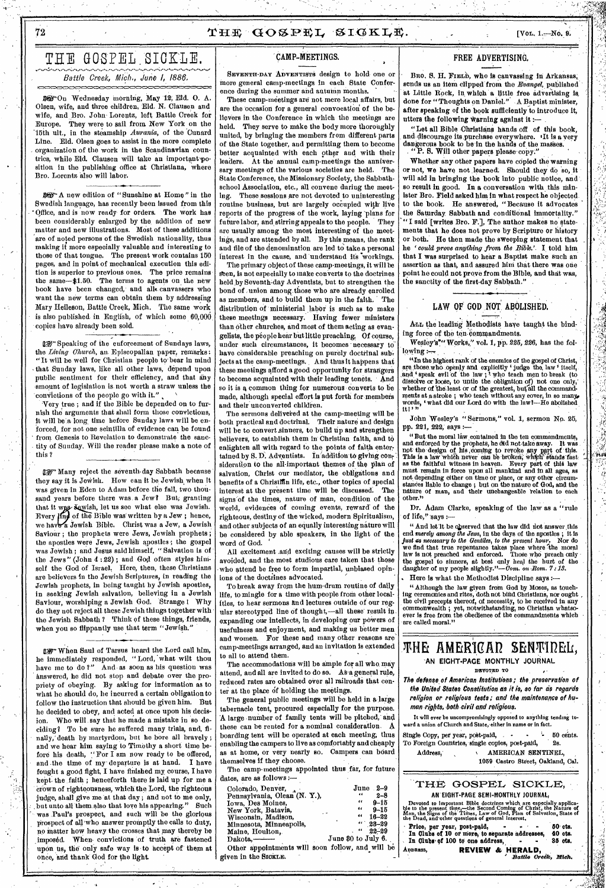# THE GOSPEL SICKLE.

*Battle Creek, Mich., June 1, 1886.*

☞ On Wednesday morning, May 12, Eld. O. A. Olsen, wife, and three children, Eld. N. Clausen and wife, and Bro. John Lorentz, left Battle Creek for Europe. They were to sail from New York on the 15th ult., in the steamship *Aurania*, of the Cunard Line. Eld. Olsen goes to assist in the more complete organization of the work in the Scandinavian countries, while Eld. Clausen will take an important position in the publishing office at Christiana, where Bro. Lorentz also will labor.

☞ A new edition of "Sunshine at Home" in the Swedish language, has recently been issued from this Office, and is now ready for orders. The work has been considerably enlarged by the addition of new matter and new illustrations. Most of these additions are of noted persons of the Swedish nationality, thus making it more especially valuable and interesting to those of that tongue. The present work contains 150 pages, and in point of mechanical execution this edition is superior to previous ones. The price remains the same—$1.50. The terms to agents on the new book have been changed, and all canvassers who want the new terms can obtain them by addressing Mary Heileson, Battle Creek, Mich. The same work is also published in English, of which some 60,000 copies have already been sold.

☞ Speaking of the enforcement of Sundays laws, the *Living Church*, an Episcopalian paper, remarks: "It will be well for Christian people to bear in mind that Sunday laws, like all other laws, depend upon public sentiment for their efficiency, and that any amount of legislation is not worth a straw unless the convictions of the people go with it."

Very true; and if the Bible be depended on to furnish the arguments that shall form those convictions, it will be a long time before Sunday laws will be enforced, for not one scintilla of evidence can be found from Genesis to Revelation to demonstrate the sanctity of Sunday. Will the reader please make a note of this?

☞ Many reject the seventh-day Sabbath because they say it is Jewish. How can it be Jewish when it was given in Eden to Adam before the fall, two thousand years before there was a Jew? But, granting that it was Jewish, let us see what else was Jewish. Every line of the Bible was written by a Jew; hence, we have a Jewish Bible. Christ was a Jew, a Jewish Saviour; the prophets were Jews, Jewish prophets; the apostles were Jews, Jewish apostles; the gospel was Jewish; and Jesus said himself, "Salvation is of the Jews" (John 4:22); and God often styles himself the God of Israel. Here, then, these Christians are believers in the Jewish Scriptures, in reading the Jewish prophets, in being taught by Jewish apostles, in seeking Jewish salvation, believing in a Jewish Saviour, worshiping a Jewish God. Strange! Why do they not reject all these Jewish things together with the Jewish Sabbath? Think of these things, friends, when you so flippantly use that term "Jewish."

☞ When Saul of Tarsus heard the Lord call him, he immediately responded, "Lord, what wilt thou have me to do?" And as soon as his question was answered, he did not stop and debate over the propriety of obeying. By asking for information as to what he should do, he incurred a certain obligation to follow the instruction that should be given him. But he decided to obey, and acted at once upon his decision. Who will say that he made a mistake in so deciding? To be sure he suffered many trials, and, finally, death by martyrdom, but he bore all bravely; and we hear him saying to Timothy a short time before his death, "For I am now ready to be offered, and the time of my departure is at hand. I have fought a good fight, I have finished my course, I have kept the faith; henceforth there is laid up for me a crown of righteousness, which the Lord, the righteous judge, shall give me at that day; and not to me only, but unto all them also that love his appearing." Such was Paul's prospect, and such will be the glorious prospect of all who answer promptly the calls to duty, no matter how heavy the crosses that may thereby be imposed. When convictions of truth are fastened upon us, the only safe way is to accept of them at once, and thank God for the light.

## CAMP-MEETINGS.

SEVENTH-DAY ADVENTISTS design to hold one or more general camp-meetings in each State Conference during the summer and autumn months.

These camp-meetings are not mere local affairs, but are the occasion for a general convocation of the believers in the Conference in which the meetings are held. They serve to make the body more thoroughly united, by bringing the members from different parts of the State together, and permitting them to become better acquainted with each other and with their leaders. At the annual camp-meetings the anniversary meetings of the various societies are held. The State Conference, the Missionary Society, the Sabbath-school Association, etc., all convene during the meeting. These sessions are not devoted to uninteresting routine business, but are largely occupied with live reports of the progress of the work, laying plans for future labor, and stirring appeals to the people. They are usually among the most interesting of the meetings, and are attended by all. By this means, the rank and file of the denomination are led to take a personal interest in the cause, and understand its workings.

The primary object of these camp-meetings, it will be seen, is not especially to make converts to the doctrines held by Seventh-day Adventists, but to strengthen the bond of union among those who are already enrolled as members, and to build them up in the faith. The distribution of ministerial labor is such as to make these meetings necessary. Having fewer ministers than other churches, and most of them acting as evangelists, the people hear but little preaching. Of course, under such circumstances, it becomes necessary to have considerable preaching on purely doctrinal subjects at the camp-meetings. And thus it happens that these meetings afford a good opportunity for strangers to become acquainted with their leading tenets. And so it is a common thing for numerous converts to be made, although special effort is put forth for members and their unconverted children.

The sermons delivered at the camp-meeting will be both practical and doctrinal. Their nature and design will be to convert sinners, to build up and strengthen believers, to establish them in Christian faith, and to enlighten all with regard to the points of faith entertained by S. D. Adventists. In addition to giving consideration to the all-important themes of the plan of salvation, Christ our mediator, the obligations and benefits of a Christian life, etc., other topics of special interest at the present time will be discussed. The signs of the times, nature of man, condition of the world, evidences of coming events, reward of the righteous, destiny of the wicked, modern Spiritualism, and other subjects of an equally interesting nature will be considered by able speakers, in the light of the word of God.

All excitement and exciting causes will be strictly avoided, and the most studious care taken that those who attend be free to form impartial, unbiased opinions of the doctrines advocated.

To break away from the hum-drum routine of daily life, to mingle for a time with people from other localities, to hear sermons and lectures outside of our regular stereotyped line of thought,—all these result in expanding our intellects, in developing our powers of usefulness and enjoyment, and making us better men and women. For these and many other reasons are camp-meetings arranged, and an invitation is extended to all to attend them.

The accommodations will be ample for all who may attend, and all are invited to do so. As a general rule, reduced rates are obtained over all railroads that center at the place of holding the meetings.

The general public meetings will be held in a large tabernacle tent, procured especially for the purpose. A large number of family tents will be pitched, and these can be rented for a nominal consideration. A boarding tent will be operated at each meeting, thus enabling the campers to live as comfortably and cheaply as at home, or very nearly so. Campers can board themselves if they choose.

The camp-meetings appointed thus far, for future dates, are as follows:—

| | |
|---|---|
| Colorado, Denver, | June 2–9 |
| Pennsylvania, Olean (N. Y.), | " 2–8 |
| Iowa, Des Moines, | " 9–15 |
| New York, Batavia, | " 9–15 |
| Wisconsin, Madison, | " 16–22 |
| Minnesota, Minneapolis, | " 23–29 |
| Maine, Houlton, | " 22–29 |
| Dakota,—— | June 30 to July 6. |

Other appointments will soon follow, and will be given in the SICKLE.

## FREE ADVERTISING.

BRO. S. H. FIELD, who is canvassing in Arkansas, sends us an item clipped from the *Evangel*, published at Little Rock, in which a little free advertising is done for "Thoughts on Daniel." A Baptist minister, after speaking of the book sufficiently to introduce it, utters the following warning against it:—

"Let all Bible Christians hands off of this book, and discourage its purchase everywhere. It is a very dangerous book to be in the hands of the masses.

"P. S. Will other papers please copy."

Whether any other papers have copied the warning or not, we have not learned. Should they do so, it will aid in bringing the book into public notice, and so result in good. In a conversation with this minister Bro. Field asked him in what respect he objected to the book. He answered, "Because it advocates the Saturday Sabbath and conditional immortality." "I said [writes Bro. F.], The author makes no statements that he does not prove by Scripture or history or both. He then made the sweeping statement that he '*could prove anything from the Bible*.' I told him that I was surprised to hear a Baptist make such an assertion as that, and assured him that there was one point he could not prove from the Bible, and that was, the sanctity of the first-day Sabbath."

## LAW OF GOD NOT ABOLISHED.

ALL the leading Methodists have taught the binding force of the ten commandments.

Wesley's "Works," vol. 1, pp. 225, 226, has the following:—

"In the highest rank of the enemies of the gospel of Christ, are those who openly and explicitly 'judge the law' itself, and 'speak evil of the law;' who teach men to break (to dissolve or loose, to untie the obligation of) not one only, whether of the least or of the greatest, but all the commandments at a stroke; who teach without any cover, in so many words, 'what did our Lord do with the law?—He abolished it!'"

John Wesley's "Sermons," vol. 1, sermon No. 25, pp. 221, 222, says:—

"But the moral law contained in the ten commandments, and enforced by the prophets, he did not take away. It was not the design of his coming to revoke any part of this. This is a law which never can be broken, which stands fast as the faithful witness in heaven. Every part of this law must remain in force upon all mankind and in all ages, as not depending either on time or place, or any other circumstances liable to change; but on the nature of God, and the nature of man, and their unchangeable relation to each other."

Dr. Adam Clarke, speaking of the law as a "rule of life," says:—

"And let it be observed that the law did not answer this end *merely among the Jews*, in the days of the apostles; it is *just as necessary to the Gentiles, to the present hour*. Nor do we find that true repentance takes place where the moral law is not preached and enforced. Those who preach only the gospel to sinners, at best only heal the hurt of the daughter of my people slightly."—*Com. on Rom. 7:13.*

Here is what the Methodist Discipline says:—

"Although the law given from God by Moses, as touching ceremonies and rites, doth not bind Christians, nor ought the civil precepts thereof, of necessity, to be received in any commonwealth; yet, notwithstanding, no Christian whatsoever is free from the obedience of the commandments which are called moral."

# THE AMERICAN SENTINEL,

AN EIGHT-PAGE MONTHLY JOURNAL

DEVOTED TO

*The defense of American Institutions; the preservation of the United States Constitution as it is, so far as regards religion or religious tests; and the maintenance of human rights, both civil and religious.*

It will ever be uncompromisingly opposed to anything tending toward a union of Church and State, either in name or in fact.

Single Copy, per year, post-paid, - - - 50 cents.
To Foreign Countries, single copies, post-paid, 2s.

Address, AMERICAN SENTINEL,
1059 Castro Street, Oakland, Cal.

# THE GOSPEL SICKLE,

AN EIGHT-PAGE SEMI-MONTHLY JOURNAL,

Devoted to Important Bible doctrines which are especially applicable to the present time,—the Second Coming of Christ, the Nature of Man, the Signs of the Times, Law of God, Plan of Salvation, State of the Dead, and other questions of general interest.

Price, per year, post-paid, - - - 50 cts.
In Clubs of 10 or more, to separate addresses, 40 cts.
In Clubs of 100 to one address, - - 35 cts.

ADDRESS, REVIEW & HERALD,
*Battle Creek, Mich.*